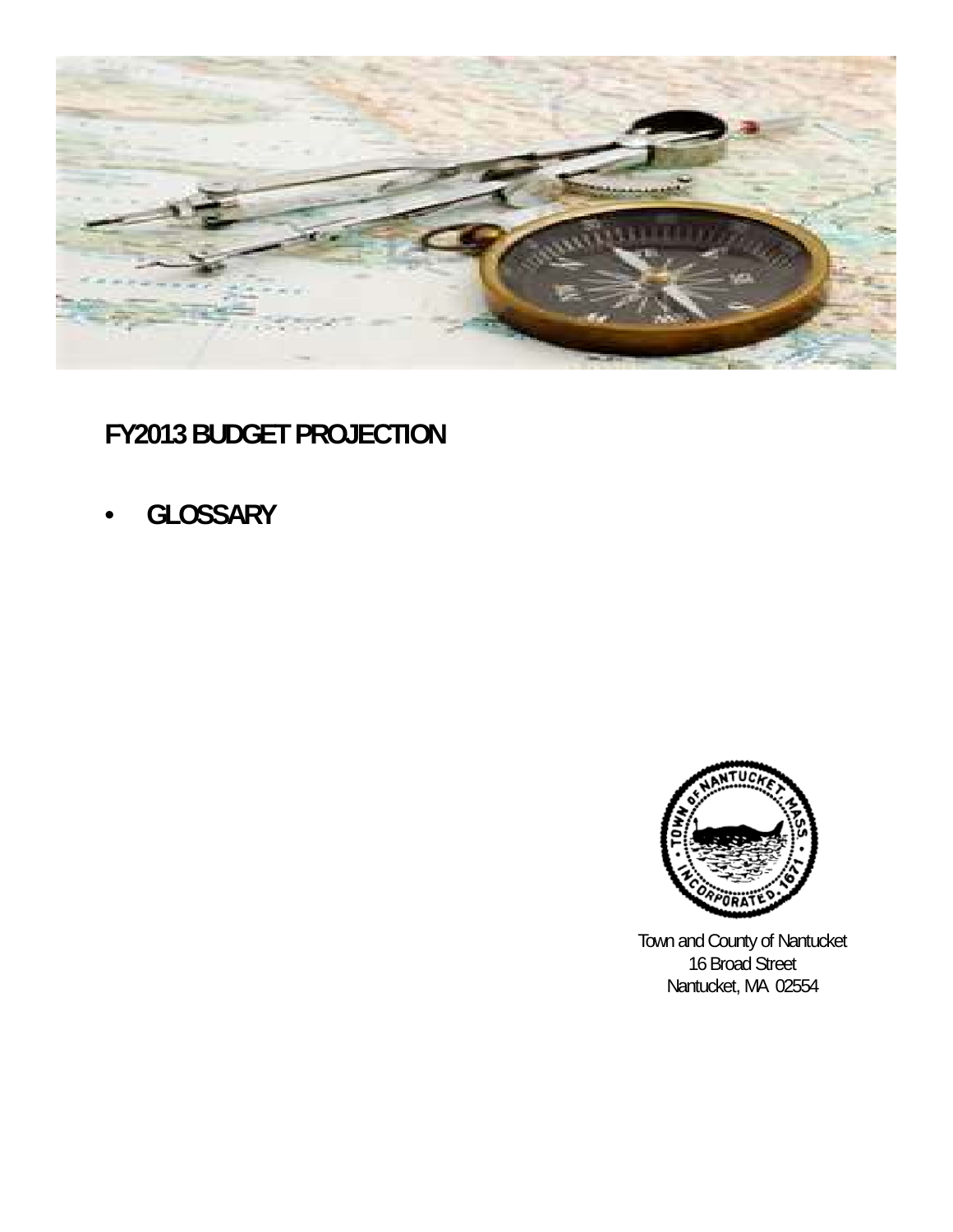# FY2013 BUDGET PROJECTION

- **GLOSSARY**

Town and County of Nantucket
16 Broad Street
Nantucket, MA 02554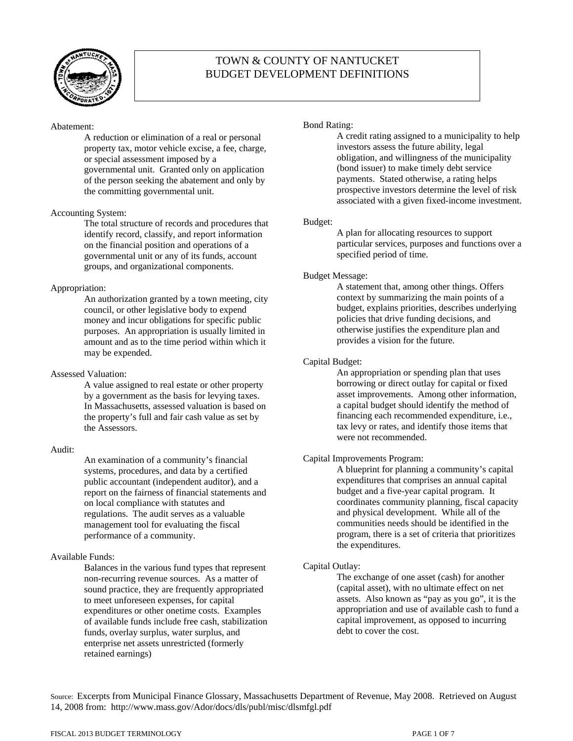# TOWN & COUNTY OF NANTUCKET
# BUDGET DEVELOPMENT DEFINITIONS

Abatement:

A reduction or elimination of a real or personal property tax, motor vehicle excise, a fee, charge, or special assessment imposed by a governmental unit. Granted only on application of the person seeking the abatement and only by the committing governmental unit.

Accounting System:

The total structure of records and procedures that identify record, classify, and report information on the financial position and operations of a governmental unit or any of its funds, account groups, and organizational components.

Appropriation:

An authorization granted by a town meeting, city council, or other legislative body to expend money and incur obligations for specific public purposes. An appropriation is usually limited in amount and as to the time period within which it may be expended.

Assessed Valuation:

A value assigned to real estate or other property by a government as the basis for levying taxes. In Massachusetts, assessed valuation is based on the property's full and fair cash value as set by the Assessors.

Audit:

An examination of a community's financial systems, procedures, and data by a certified public accountant (independent auditor), and a report on the fairness of financial statements and on local compliance with statutes and regulations. The audit serves as a valuable management tool for evaluating the fiscal performance of a community.

Available Funds:

Balances in the various fund types that represent non-recurring revenue sources. As a matter of sound practice, they are frequently appropriated to meet unforeseen expenses, for capital expenditures or other onetime costs. Examples of available funds include free cash, stabilization funds, overlay surplus, water surplus, and enterprise net assets unrestricted (formerly retained earnings)

Bond Rating:

A credit rating assigned to a municipality to help investors assess the future ability, legal obligation, and willingness of the municipality (bond issuer) to make timely debt service payments. Stated otherwise, a rating helps prospective investors determine the level of risk associated with a given fixed-income investment.

Budget:

A plan for allocating resources to support particular services, purposes and functions over a specified period of time.

Budget Message:

A statement that, among other things. Offers context by summarizing the main points of a budget, explains priorities, describes underlying policies that drive funding decisions, and otherwise justifies the expenditure plan and provides a vision for the future.

Capital Budget:

An appropriation or spending plan that uses borrowing or direct outlay for capital or fixed asset improvements. Among other information, a capital budget should identify the method of financing each recommended expenditure, i.e., tax levy or rates, and identify those items that were not recommended.

Capital Improvements Program:

A blueprint for planning a community's capital expenditures that comprises an annual capital budget and a five-year capital program. It coordinates community planning, fiscal capacity and physical development. While all of the communities needs should be identified in the program, there is a set of criteria that prioritizes the expenditures.

Capital Outlay:

The exchange of one asset (cash) for another (capital asset), with no ultimate effect on net assets. Also known as "pay as you go", it is the appropriation and use of available cash to fund a capital improvement, as opposed to incurring debt to cover the cost.

Source: Excerpts from Municipal Finance Glossary, Massachusetts Department of Revenue, May 2008. Retrieved on August 14, 2008 from: http://www.mass.gov/Ador/docs/dls/publ/misc/dlsmfgl.pdf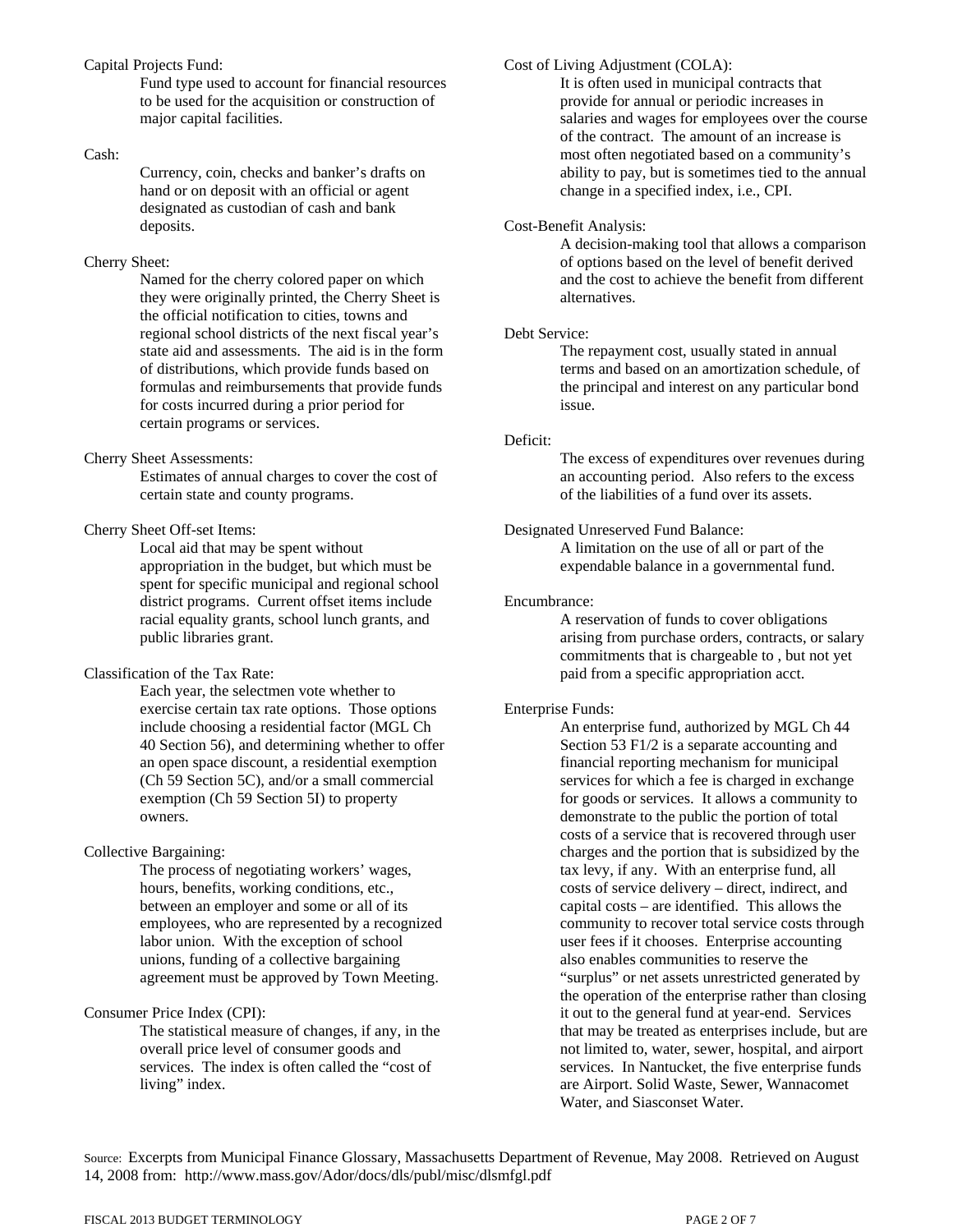Capital Projects Fund:

Fund type used to account for financial resources to be used for the acquisition or construction of major capital facilities.

Cash:

Currency, coin, checks and banker's drafts on hand or on deposit with an official or agent designated as custodian of cash and bank deposits.

Cherry Sheet:

Named for the cherry colored paper on which they were originally printed, the Cherry Sheet is the official notification to cities, towns and regional school districts of the next fiscal year's state aid and assessments. The aid is in the form of distributions, which provide funds based on formulas and reimbursements that provide funds for costs incurred during a prior period for certain programs or services.

Cherry Sheet Assessments:

Estimates of annual charges to cover the cost of certain state and county programs.

Cherry Sheet Off-set Items:

Local aid that may be spent without appropriation in the budget, but which must be spent for specific municipal and regional school district programs. Current offset items include racial equality grants, school lunch grants, and public libraries grant.

Classification of the Tax Rate:

Each year, the selectmen vote whether to exercise certain tax rate options. Those options include choosing a residential factor (MGL Ch 40 Section 56), and determining whether to offer an open space discount, a residential exemption (Ch 59 Section 5C), and/or a small commercial exemption (Ch 59 Section 5I) to property owners.

Collective Bargaining:

The process of negotiating workers' wages, hours, benefits, working conditions, etc., between an employer and some or all of its employees, who are represented by a recognized labor union. With the exception of school unions, funding of a collective bargaining agreement must be approved by Town Meeting.

Consumer Price Index (CPI):

The statistical measure of changes, if any, in the overall price level of consumer goods and services. The index is often called the "cost of living" index.

Cost of Living Adjustment (COLA):

It is often used in municipal contracts that provide for annual or periodic increases in salaries and wages for employees over the course of the contract. The amount of an increase is most often negotiated based on a community's ability to pay, but is sometimes tied to the annual change in a specified index, i.e., CPI.

Cost-Benefit Analysis:

A decision-making tool that allows a comparison of options based on the level of benefit derived and the cost to achieve the benefit from different alternatives.

Debt Service:

The repayment cost, usually stated in annual terms and based on an amortization schedule, of the principal and interest on any particular bond issue.

Deficit:

The excess of expenditures over revenues during an accounting period. Also refers to the excess of the liabilities of a fund over its assets.

Designated Unreserved Fund Balance:

A limitation on the use of all or part of the expendable balance in a governmental fund.

Encumbrance:

A reservation of funds to cover obligations arising from purchase orders, contracts, or salary commitments that is chargeable to , but not yet paid from a specific appropriation acct.

Enterprise Funds:

An enterprise fund, authorized by MGL Ch 44 Section 53 F1/2 is a separate accounting and financial reporting mechanism for municipal services for which a fee is charged in exchange for goods or services. It allows a community to demonstrate to the public the portion of total costs of a service that is recovered through user charges and the portion that is subsidized by the tax levy, if any. With an enterprise fund, all costs of service delivery – direct, indirect, and capital costs – are identified. This allows the community to recover total service costs through user fees if it chooses. Enterprise accounting also enables communities to reserve the "surplus" or net assets unrestricted generated by the operation of the enterprise rather than closing it out to the general fund at year-end. Services that may be treated as enterprises include, but are not limited to, water, sewer, hospital, and airport services. In Nantucket, the five enterprise funds are Airport. Solid Waste, Sewer, Wannacomet Water, and Siasconset Water.

Source: Excerpts from Municipal Finance Glossary, Massachusetts Department of Revenue, May 2008. Retrieved on August 14, 2008 from: http://www.mass.gov/Ador/docs/dls/publ/misc/dlsmfgl.pdf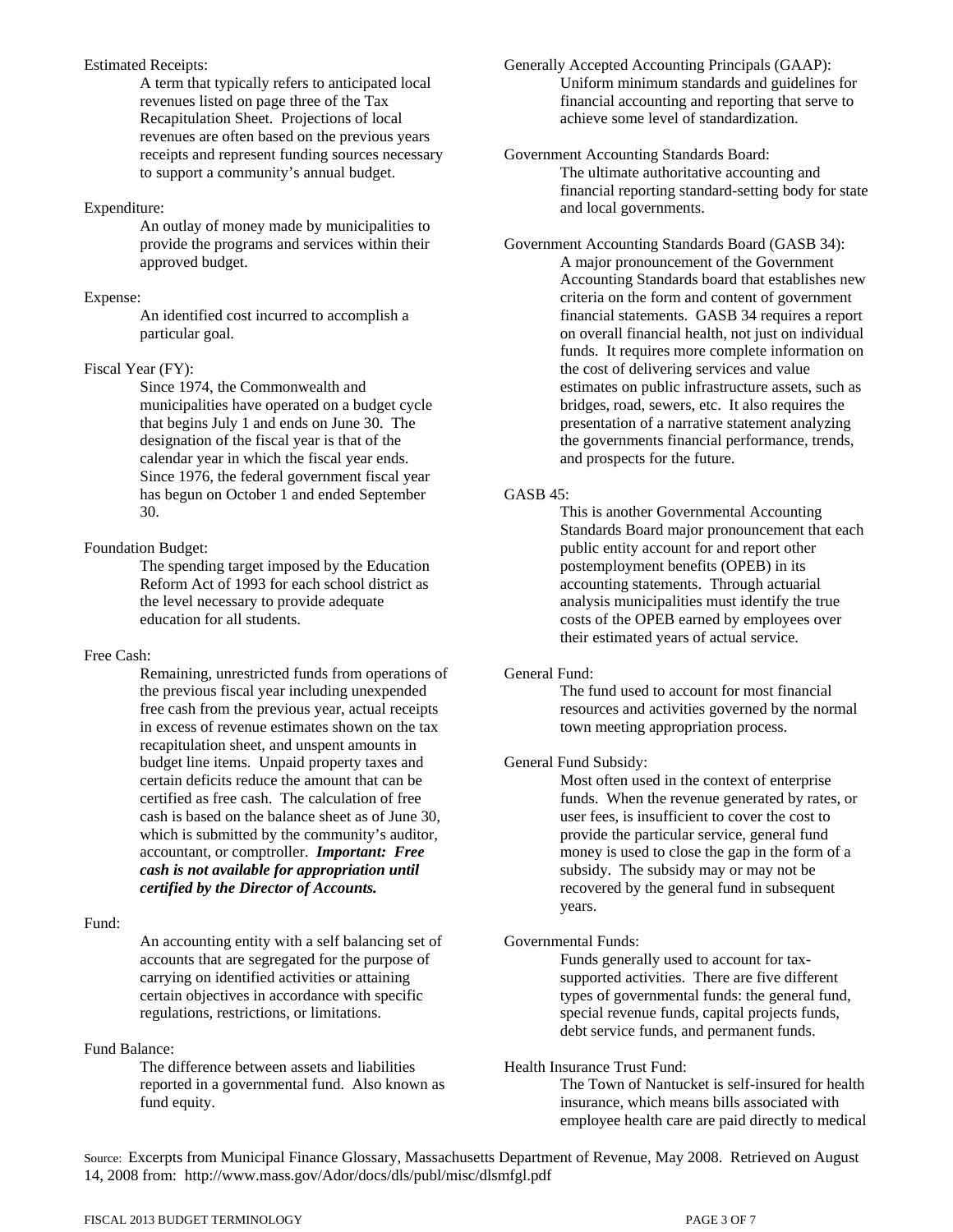Estimated Receipts:

A term that typically refers to anticipated local revenues listed on page three of the Tax Recapitulation Sheet. Projections of local revenues are often based on the previous years receipts and represent funding sources necessary to support a community's annual budget.

Expenditure:

An outlay of money made by municipalities to provide the programs and services within their approved budget.

Expense:

An identified cost incurred to accomplish a particular goal.

Fiscal Year (FY):

Since 1974, the Commonwealth and municipalities have operated on a budget cycle that begins July 1 and ends on June 30. The designation of the fiscal year is that of the calendar year in which the fiscal year ends. Since 1976, the federal government fiscal year has begun on October 1 and ended September 30.

Foundation Budget:

The spending target imposed by the Education Reform Act of 1993 for each school district as the level necessary to provide adequate education for all students.

Free Cash:

Remaining, unrestricted funds from operations of the previous fiscal year including unexpended free cash from the previous year, actual receipts in excess of revenue estimates shown on the tax recapitulation sheet, and unspent amounts in budget line items. Unpaid property taxes and certain deficits reduce the amount that can be certified as free cash. The calculation of free cash is based on the balance sheet as of June 30, which is submitted by the community's auditor, accountant, or comptroller. ***Important: Free cash is not available for appropriation until certified by the Director of Accounts.***

Fund:

An accounting entity with a self balancing set of accounts that are segregated for the purpose of carrying on identified activities or attaining certain objectives in accordance with specific regulations, restrictions, or limitations.

Fund Balance:

The difference between assets and liabilities reported in a governmental fund. Also known as fund equity.

Generally Accepted Accounting Principals (GAAP):

Uniform minimum standards and guidelines for financial accounting and reporting that serve to achieve some level of standardization.

Government Accounting Standards Board:

The ultimate authoritative accounting and financial reporting standard-setting body for state and local governments.

Government Accounting Standards Board (GASB 34):

A major pronouncement of the Government Accounting Standards board that establishes new criteria on the form and content of government financial statements. GASB 34 requires a report on overall financial health, not just on individual funds. It requires more complete information on the cost of delivering services and value estimates on public infrastructure assets, such as bridges, road, sewers, etc. It also requires the presentation of a narrative statement analyzing the governments financial performance, trends, and prospects for the future.

GASB 45:

This is another Governmental Accounting Standards Board major pronouncement that each public entity account for and report other postemployment benefits (OPEB) in its accounting statements. Through actuarial analysis municipalities must identify the true costs of the OPEB earned by employees over their estimated years of actual service.

General Fund:

The fund used to account for most financial resources and activities governed by the normal town meeting appropriation process.

General Fund Subsidy:

Most often used in the context of enterprise funds. When the revenue generated by rates, or user fees, is insufficient to cover the cost to provide the particular service, general fund money is used to close the gap in the form of a subsidy. The subsidy may or may not be recovered by the general fund in subsequent years.

Governmental Funds:

Funds generally used to account for tax-supported activities. There are five different types of governmental funds: the general fund, special revenue funds, capital projects funds, debt service funds, and permanent funds.

Health Insurance Trust Fund:

The Town of Nantucket is self-insured for health insurance, which means bills associated with employee health care are paid directly to medical

Source: Excerpts from Municipal Finance Glossary, Massachusetts Department of Revenue, May 2008. Retrieved on August 14, 2008 from: http://www.mass.gov/Ador/docs/dls/publ/misc/dlsmfgl.pdf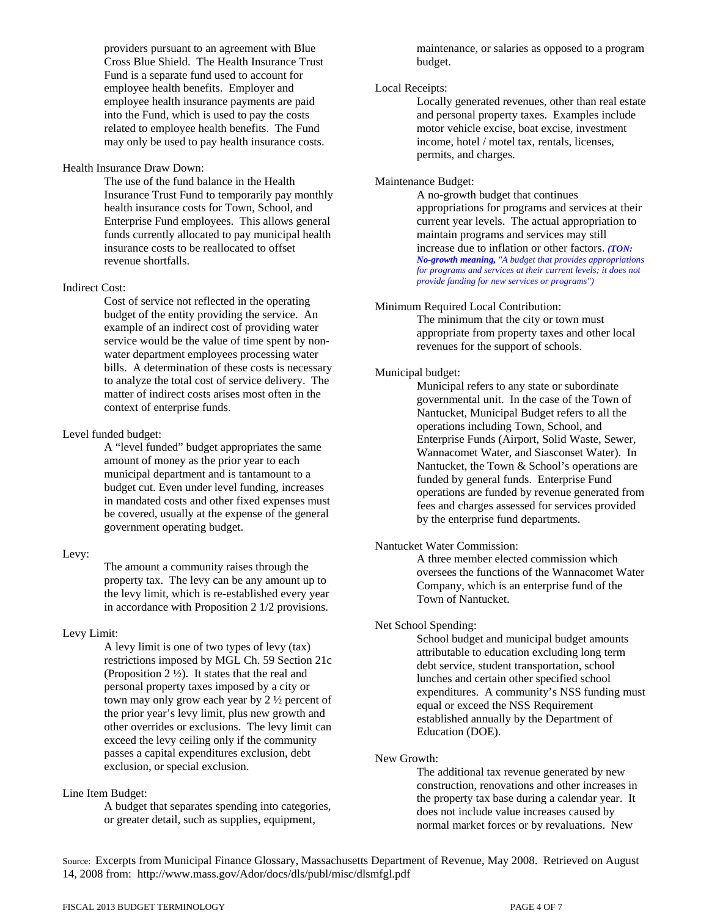providers pursuant to an agreement with Blue Cross Blue Shield. The Health Insurance Trust Fund is a separate fund used to account for employee health benefits. Employer and employee health insurance payments are paid into the Fund, which is used to pay the costs related to employee health benefits. The Fund may only be used to pay health insurance costs.

Health Insurance Draw Down:

The use of the fund balance in the Health Insurance Trust Fund to temporarily pay monthly health insurance costs for Town, School, and Enterprise Fund employees. This allows general funds currently allocated to pay municipal health insurance costs to be reallocated to offset revenue shortfalls.

Indirect Cost:

Cost of service not reflected in the operating budget of the entity providing the service. An example of an indirect cost of providing water service would be the value of time spent by non-water department employees processing water bills. A determination of these costs is necessary to analyze the total cost of service delivery. The matter of indirect costs arises most often in the context of enterprise funds.

Level funded budget:

A "level funded" budget appropriates the same amount of money as the prior year to each municipal department and is tantamount to a budget cut. Even under level funding, increases in mandated costs and other fixed expenses must be covered, usually at the expense of the general government operating budget.

Levy:

The amount a community raises through the property tax. The levy can be any amount up to the levy limit, which is re-established every year in accordance with Proposition 2 1/2 provisions.

Levy Limit:

A levy limit is one of two types of levy (tax) restrictions imposed by MGL Ch. 59 Section 21c (Proposition 2 ½). It states that the real and personal property taxes imposed by a city or town may only grow each year by 2 ½ percent of the prior year's levy limit, plus new growth and other overrides or exclusions. The levy limit can exceed the levy ceiling only if the community passes a capital expenditures exclusion, debt exclusion, or special exclusion.

Line Item Budget:

A budget that separates spending into categories, or greater detail, such as supplies, equipment, maintenance, or salaries as opposed to a program budget.

Local Receipts:

Locally generated revenues, other than real estate and personal property taxes. Examples include motor vehicle excise, boat excise, investment income, hotel / motel tax, rentals, licenses, permits, and charges.

Maintenance Budget:

A no-growth budget that continues appropriations for programs and services at their current year levels. The actual appropriation to maintain programs and services may still increase due to inflation or other factors. ***(TON: No-growth meaning,*** *"A budget that provides appropriations for programs and services at their current levels; it does not provide funding for new services or programs")*

Minimum Required Local Contribution:

The minimum that the city or town must appropriate from property taxes and other local revenues for the support of schools.

Municipal budget:

Municipal refers to any state or subordinate governmental unit. In the case of the Town of Nantucket, Municipal Budget refers to all the operations including Town, School, and Enterprise Funds (Airport, Solid Waste, Sewer, Wannacomet Water, and Siasconset Water). In Nantucket, the Town & School's operations are funded by general funds. Enterprise Fund operations are funded by revenue generated from fees and charges assessed for services provided by the enterprise fund departments.

Nantucket Water Commission:

A three member elected commission which oversees the functions of the Wannacomet Water Company, which is an enterprise fund of the Town of Nantucket.

Net School Spending:

School budget and municipal budget amounts attributable to education excluding long term debt service, student transportation, school lunches and certain other specified school expenditures. A community's NSS funding must equal or exceed the NSS Requirement established annually by the Department of Education (DOE).

New Growth:

The additional tax revenue generated by new construction, renovations and other increases in the property tax base during a calendar year. It does not include value increases caused by normal market forces or by revaluations. New

Source: Excerpts from Municipal Finance Glossary, Massachusetts Department of Revenue, May 2008. Retrieved on August 14, 2008 from: http://www.mass.gov/Ador/docs/dls/publ/misc/dlsmfgl.pdf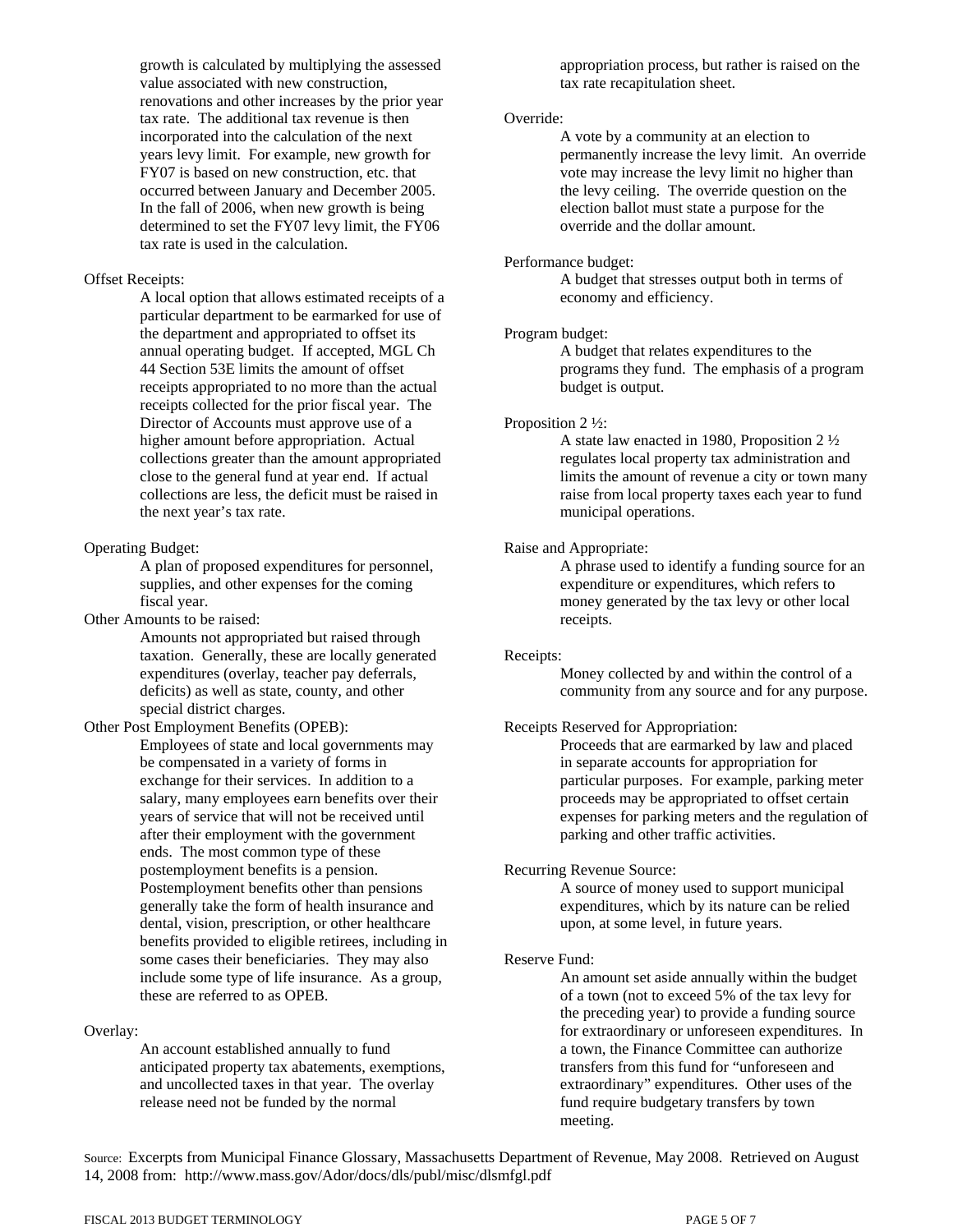growth is calculated by multiplying the assessed value associated with new construction, renovations and other increases by the prior year tax rate. The additional tax revenue is then incorporated into the calculation of the next years levy limit. For example, new growth for FY07 is based on new construction, etc. that occurred between January and December 2005. In the fall of 2006, when new growth is being determined to set the FY07 levy limit, the FY06 tax rate is used in the calculation.

Offset Receipts:

A local option that allows estimated receipts of a particular department to be earmarked for use of the department and appropriated to offset its annual operating budget. If accepted, MGL Ch 44 Section 53E limits the amount of offset receipts appropriated to no more than the actual receipts collected for the prior fiscal year. The Director of Accounts must approve use of a higher amount before appropriation. Actual collections greater than the amount appropriated close to the general fund at year end. If actual collections are less, the deficit must be raised in the next year's tax rate.

Operating Budget:

A plan of proposed expenditures for personnel, supplies, and other expenses for the coming fiscal year.

Other Amounts to be raised:

Amounts not appropriated but raised through taxation. Generally, these are locally generated expenditures (overlay, teacher pay deferrals, deficits) as well as state, county, and other special district charges.

Other Post Employment Benefits (OPEB):

Employees of state and local governments may be compensated in a variety of forms in exchange for their services. In addition to a salary, many employees earn benefits over their years of service that will not be received until after their employment with the government ends. The most common type of these postemployment benefits is a pension. Postemployment benefits other than pensions generally take the form of health insurance and dental, vision, prescription, or other healthcare benefits provided to eligible retirees, including in some cases their beneficiaries. They may also include some type of life insurance. As a group, these are referred to as OPEB.

Overlay:

An account established annually to fund anticipated property tax abatements, exemptions, and uncollected taxes in that year. The overlay release need not be funded by the normal appropriation process, but rather is raised on the tax rate recapitulation sheet.

Override:

A vote by a community at an election to permanently increase the levy limit. An override vote may increase the levy limit no higher than the levy ceiling. The override question on the election ballot must state a purpose for the override and the dollar amount.

Performance budget:

A budget that stresses output both in terms of economy and efficiency.

Program budget:

A budget that relates expenditures to the programs they fund. The emphasis of a program budget is output.

Proposition 2 ½:

A state law enacted in 1980, Proposition 2 ½ regulates local property tax administration and limits the amount of revenue a city or town many raise from local property taxes each year to fund municipal operations.

Raise and Appropriate:

A phrase used to identify a funding source for an expenditure or expenditures, which refers to money generated by the tax levy or other local receipts.

Receipts:

Money collected by and within the control of a community from any source and for any purpose.

Receipts Reserved for Appropriation:

Proceeds that are earmarked by law and placed in separate accounts for appropriation for particular purposes. For example, parking meter proceeds may be appropriated to offset certain expenses for parking meters and the regulation of parking and other traffic activities.

Recurring Revenue Source:

A source of money used to support municipal expenditures, which by its nature can be relied upon, at some level, in future years.

Reserve Fund:

An amount set aside annually within the budget of a town (not to exceed 5% of the tax levy for the preceding year) to provide a funding source for extraordinary or unforeseen expenditures. In a town, the Finance Committee can authorize transfers from this fund for "unforeseen and extraordinary" expenditures. Other uses of the fund require budgetary transfers by town meeting.

Source: Excerpts from Municipal Finance Glossary, Massachusetts Department of Revenue, May 2008. Retrieved on August 14, 2008 from: http://www.mass.gov/Ador/docs/dls/publ/misc/dlsmfgl.pdf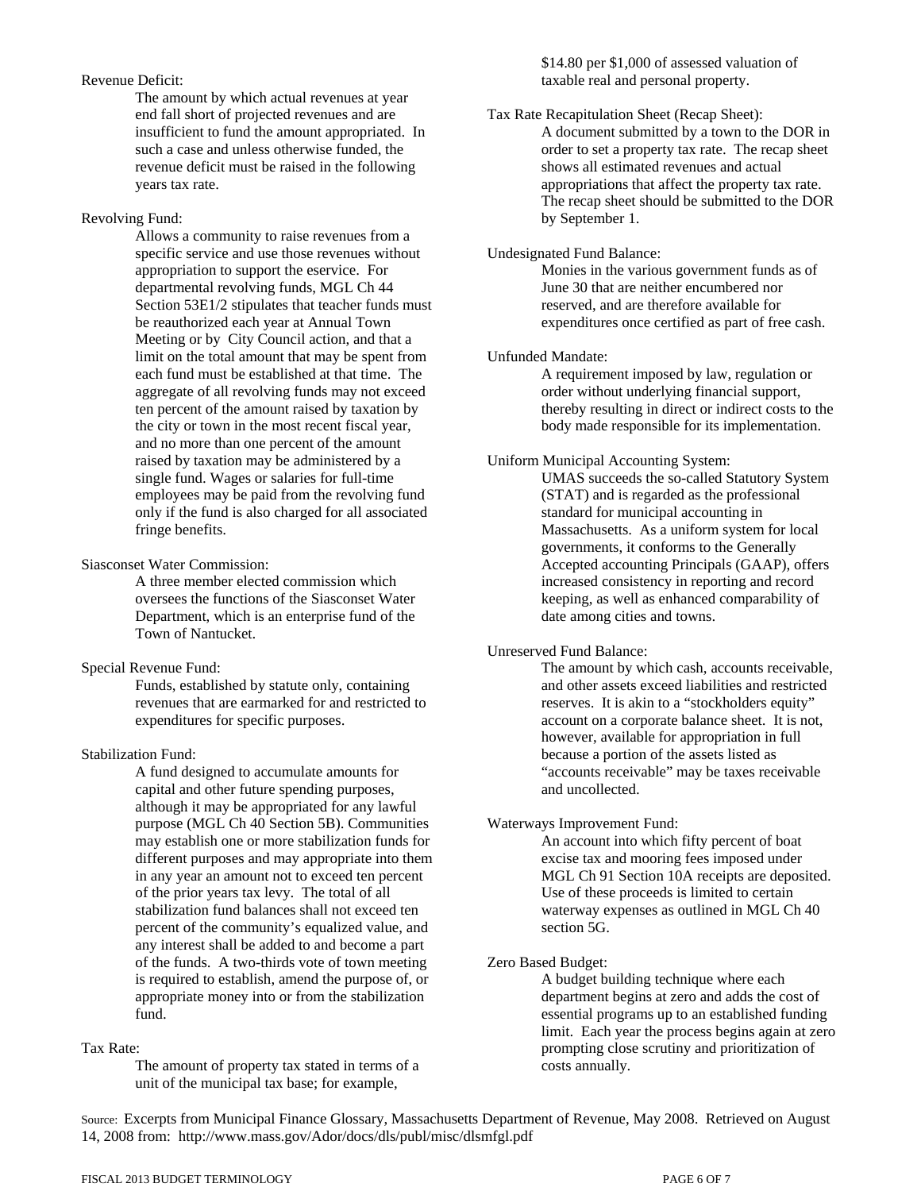Revenue Deficit:

The amount by which actual revenues at year end fall short of projected revenues and are insufficient to fund the amount appropriated. In such a case and unless otherwise funded, the revenue deficit must be raised in the following years tax rate.

Revolving Fund:

Allows a community to raise revenues from a specific service and use those revenues without appropriation to support the eservice. For departmental revolving funds, MGL Ch 44 Section 53E1/2 stipulates that teacher funds must be reauthorized each year at Annual Town Meeting or by City Council action, and that a limit on the total amount that may be spent from each fund must be established at that time. The aggregate of all revolving funds may not exceed ten percent of the amount raised by taxation by the city or town in the most recent fiscal year, and no more than one percent of the amount raised by taxation may be administered by a single fund. Wages or salaries for full-time employees may be paid from the revolving fund only if the fund is also charged for all associated fringe benefits.

Siasconset Water Commission:

A three member elected commission which oversees the functions of the Siasconset Water Department, which is an enterprise fund of the Town of Nantucket.

Special Revenue Fund:

Funds, established by statute only, containing revenues that are earmarked for and restricted to expenditures for specific purposes.

Stabilization Fund:

A fund designed to accumulate amounts for capital and other future spending purposes, although it may be appropriated for any lawful purpose (MGL Ch 40 Section 5B). Communities may establish one or more stabilization funds for different purposes and may appropriate into them in any year an amount not to exceed ten percent of the prior years tax levy. The total of all stabilization fund balances shall not exceed ten percent of the community's equalized value, and any interest shall be added to and become a part of the funds. A two-thirds vote of town meeting is required to establish, amend the purpose of, or appropriate money into or from the stabilization fund.

Tax Rate:

The amount of property tax stated in terms of a unit of the municipal tax base; for example, $14.80 per $1,000 of assessed valuation of taxable real and personal property.

Tax Rate Recapitulation Sheet (Recap Sheet):

A document submitted by a town to the DOR in order to set a property tax rate. The recap sheet shows all estimated revenues and actual appropriations that affect the property tax rate. The recap sheet should be submitted to the DOR by September 1.

Undesignated Fund Balance:

Monies in the various government funds as of June 30 that are neither encumbered nor reserved, and are therefore available for expenditures once certified as part of free cash.

Unfunded Mandate:

A requirement imposed by law, regulation or order without underlying financial support, thereby resulting in direct or indirect costs to the body made responsible for its implementation.

Uniform Municipal Accounting System:

UMAS succeeds the so-called Statutory System (STAT) and is regarded as the professional standard for municipal accounting in Massachusetts. As a uniform system for local governments, it conforms to the Generally Accepted accounting Principals (GAAP), offers increased consistency in reporting and record keeping, as well as enhanced comparability of date among cities and towns.

Unreserved Fund Balance:

The amount by which cash, accounts receivable, and other assets exceed liabilities and restricted reserves. It is akin to a "stockholders equity" account on a corporate balance sheet. It is not, however, available for appropriation in full because a portion of the assets listed as "accounts receivable" may be taxes receivable and uncollected.

Waterways Improvement Fund:

An account into which fifty percent of boat excise tax and mooring fees imposed under MGL Ch 91 Section 10A receipts are deposited. Use of these proceeds is limited to certain waterway expenses as outlined in MGL Ch 40 section 5G.

Zero Based Budget:

A budget building technique where each department begins at zero and adds the cost of essential programs up to an established funding limit. Each year the process begins again at zero prompting close scrutiny and prioritization of costs annually.

Source: Excerpts from Municipal Finance Glossary, Massachusetts Department of Revenue, May 2008. Retrieved on August 14, 2008 from: http://www.mass.gov/Ador/docs/dls/publ/misc/dlsmfgl.pdf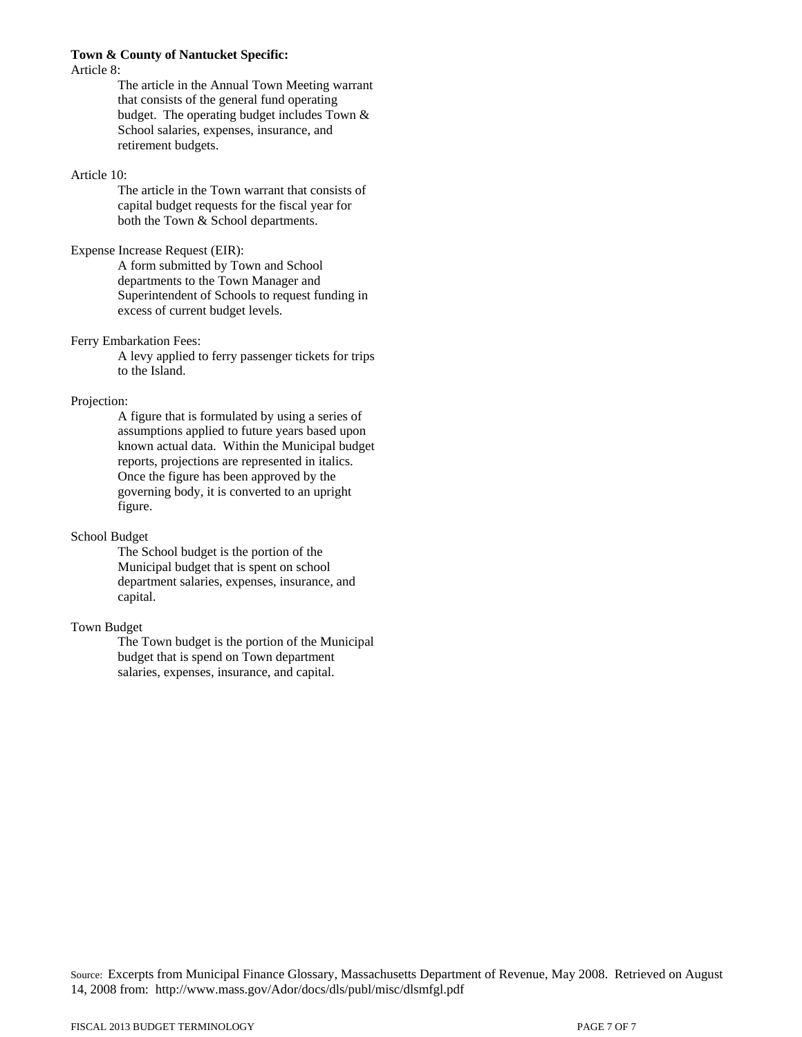**Town & County of Nantucket Specific:**

Article 8:

The article in the Annual Town Meeting warrant that consists of the general fund operating budget. The operating budget includes Town & School salaries, expenses, insurance, and retirement budgets.

Article 10:

The article in the Town warrant that consists of capital budget requests for the fiscal year for both the Town & School departments.

Expense Increase Request (EIR):

A form submitted by Town and School departments to the Town Manager and Superintendent of Schools to request funding in excess of current budget levels.

Ferry Embarkation Fees:

A levy applied to ferry passenger tickets for trips to the Island.

Projection:

A figure that is formulated by using a series of assumptions applied to future years based upon known actual data. Within the Municipal budget reports, projections are represented in italics. Once the figure has been approved by the governing body, it is converted to an upright figure.

School Budget

The School budget is the portion of the Municipal budget that is spent on school department salaries, expenses, insurance, and capital.

Town Budget

The Town budget is the portion of the Municipal budget that is spend on Town department salaries, expenses, insurance, and capital.

Source: Excerpts from Municipal Finance Glossary, Massachusetts Department of Revenue, May 2008. Retrieved on August 14, 2008 from: http://www.mass.gov/Ador/docs/dls/publ/misc/dlsmfgl.pdf